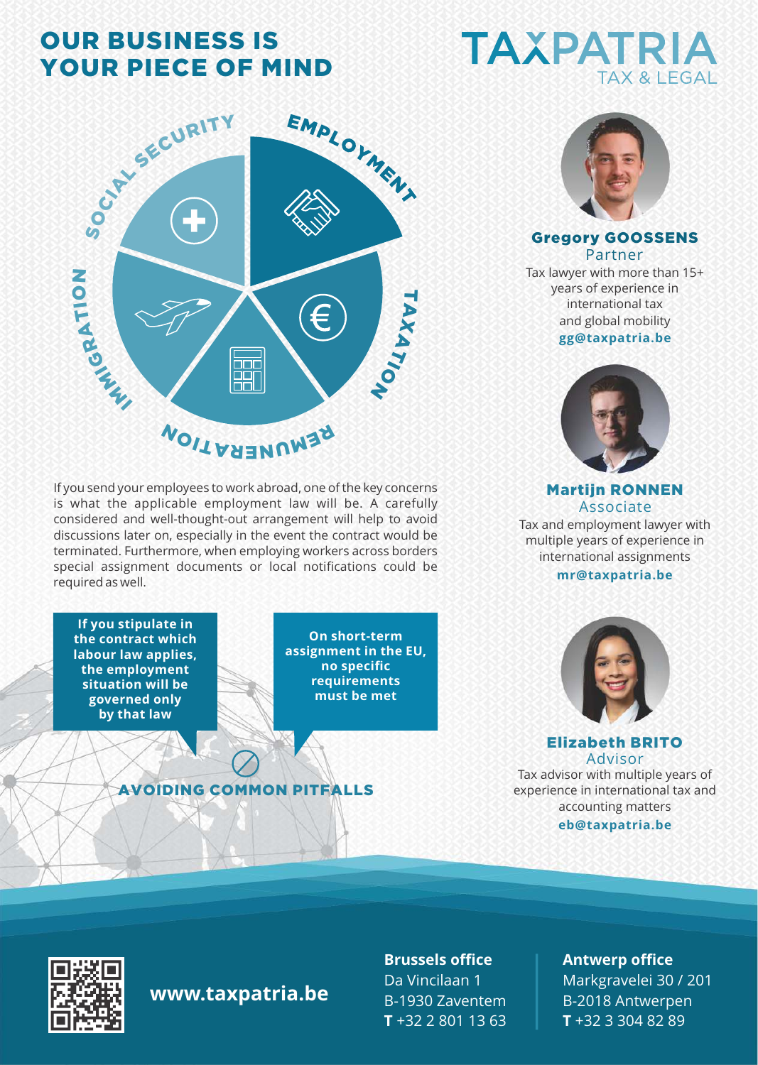# OUR BUSINESS IS YOUR PIECE OF MIND

TAXPATRIA
TAX & LEGAL

EMPLOYMENT
TAXATION
REMUNERATION
IMMIGRATION
SOCIAL SECURITY

If you send your employees to work abroad, one of the key concerns is what the applicable employment law will be. A carefully considered and well-thought-out arrangement will help to avoid discussions later on, especially in the event the contract would be terminated. Furthermore, when employing workers across borders special assignment documents or local notifications could be required as well.

**If you stipulate in the contract which labour law applies, the employment situation will be governed only by that law**

**On short-term assignment in the EU, no specific requirements must be met**

## AVOIDING COMMON PITFALLS

**Gregory GOOSSENS**
Partner
Tax lawyer with more than 15+ years of experience in international tax and global mobility
**gg@taxpatria.be**

**Martijn RONNEN**
Associate
Tax and employment lawyer with multiple years of experience in international assignments
**mr@taxpatria.be**

**Elizabeth BRITO**
Advisor
Tax advisor with multiple years of experience in international tax and accounting matters
**eb@taxpatria.be**

**www.taxpatria.be**

**Brussels office**
Da Vincilaan 1
B-1930 Zaventem
**T** +32 2 801 13 63

**Antwerp office**
Markgravelei 30 / 201
B-2018 Antwerpen
**T** +32 3 304 82 89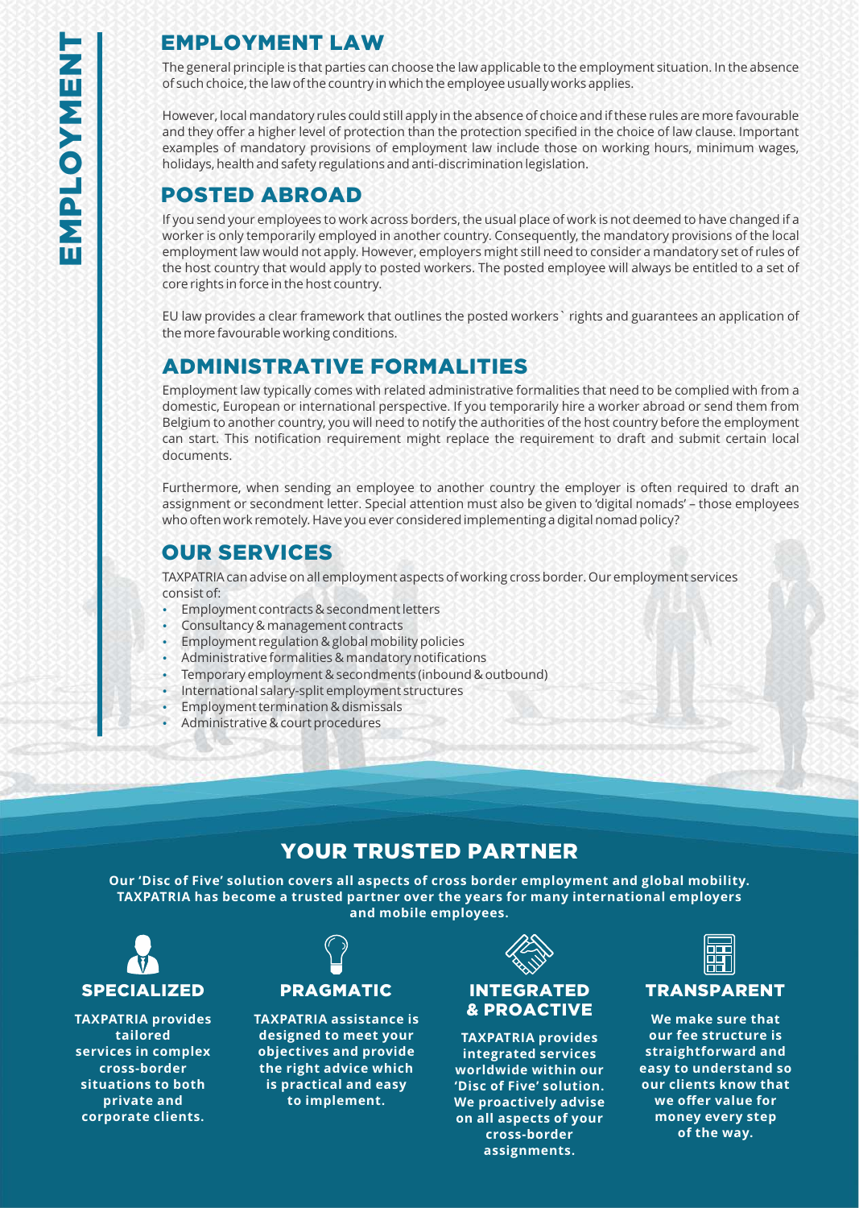EMPLOYMENT

## EMPLOYMENT LAW

The general principle is that parties can choose the law applicable to the employment situation. In the absence of such choice, the law of the country in which the employee usually works applies.

However, local mandatory rules could still apply in the absence of choice and if these rules are more favourable and they offer a higher level of protection than the protection specified in the choice of law clause. Important examples of mandatory provisions of employment law include those on working hours, minimum wages, holidays, health and safety regulations and anti-discrimination legislation.

## POSTED ABROAD

If you send your employees to work across borders, the usual place of work is not deemed to have changed if a worker is only temporarily employed in another country. Consequently, the mandatory provisions of the local employment law would not apply. However, employers might still need to consider a mandatory set of rules of the host country that would apply to posted workers. The posted employee will always be entitled to a set of core rights in force in the host country.

EU law provides a clear framework that outlines the posted workers` rights and guarantees an application of the more favourable working conditions.

## ADMINISTRATIVE FORMALITIES

Employment law typically comes with related administrative formalities that need to be complied with from a domestic, European or international perspective. If you temporarily hire a worker abroad or send them from Belgium to another country, you will need to notify the authorities of the host country before the employment can start. This notification requirement might replace the requirement to draft and submit certain local documents.

Furthermore, when sending an employee to another country the employer is often required to draft an assignment or secondment letter. Special attention must also be given to 'digital nomads' – those employees who often work remotely. Have you ever considered implementing a digital nomad policy?

## OUR SERVICES

TAXPATRIA can advise on all employment aspects of working cross border. Our employment services consist of:

- Employment contracts & secondment letters
- Consultancy & management contracts
- Employment regulation & global mobility policies
- Administrative formalities & mandatory notifications
- Temporary employment & secondments (inbound & outbound)
- International salary-split employment structures
- Employment termination & dismissals
- Administrative & court procedures

## YOUR TRUSTED PARTNER

**Our 'Disc of Five' solution covers all aspects of cross border employment and global mobility. TAXPATRIA has become a trusted partner over the years for many international employers and mobile employees.**

### SPECIALIZED

**TAXPATRIA provides tailored services in complex cross-border situations to both private and corporate clients.**

### PRAGMATIC

**TAXPATRIA assistance is designed to meet your objectives and provide the right advice which is practical and easy to implement.**

### INTEGRATED & PROACTIVE

**TAXPATRIA provides integrated services worldwide within our 'Disc of Five' solution. We proactively advise on all aspects of your cross-border assignments.**

### TRANSPARENT

**We make sure that our fee structure is straightforward and easy to understand so our clients know that we offer value for money every step of the way.**